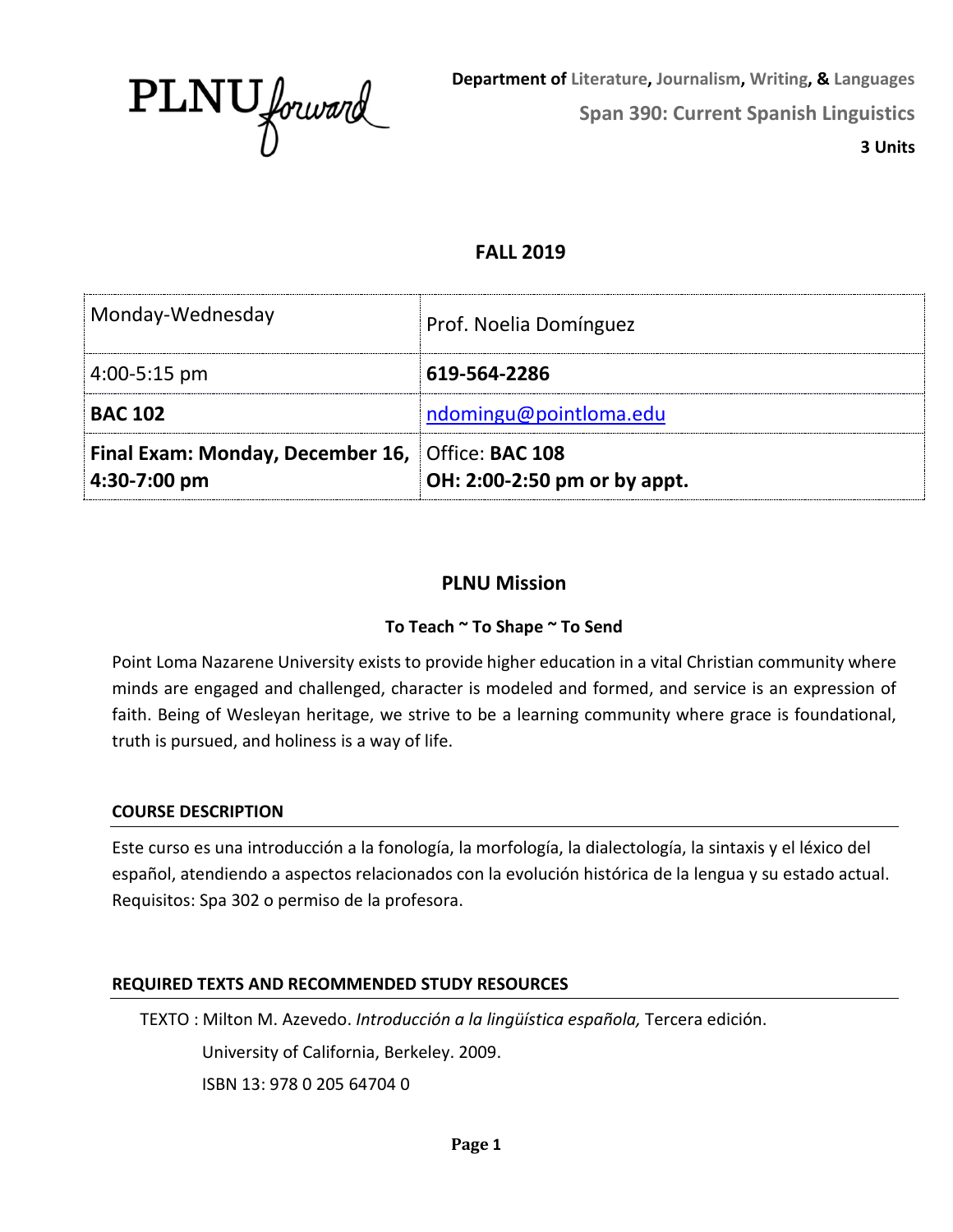PLNU*forward*

**Department of Literature, Journalism, Writing, & Languages**

**Span 390: Current Spanish Linguistics**

**3 Units**

## FALL 2019

| Monday-Wednesday | Prof. Noelia Domínguez |
|---|---|
| 4:00-5:15 pm | **619-564-2286** |
| **BAC 102** | ndomingu@pointloma.edu |
| **Final Exam: Monday, December 16, 4:30-7:00 pm** | Office: **BAC 108**<br>**OH: 2:00-2:50 pm or by appt.** |

## PLNU Mission

### To Teach ~ To Shape ~ To Send

Point Loma Nazarene University exists to provide higher education in a vital Christian community where minds are engaged and challenged, character is modeled and formed, and service is an expression of faith. Being of Wesleyan heritage, we strive to be a learning community where grace is foundational, truth is pursued, and holiness is a way of life.

### COURSE DESCRIPTION

Este curso es una introducción a la fonología, la morfología, la dialectología, la sintaxis y el léxico del español, atendiendo a aspectos relacionados con la evolución histórica de la lengua y su estado actual. Requisitos: Spa 302 o permiso de la profesora.

### REQUIRED TEXTS AND RECOMMENDED STUDY RESOURCES

TEXTO : Milton M. Azevedo. *Introducción a la lingüística española,* Tercera edición.
University of California, Berkeley. 2009.
ISBN 13: 978 0 205 64704 0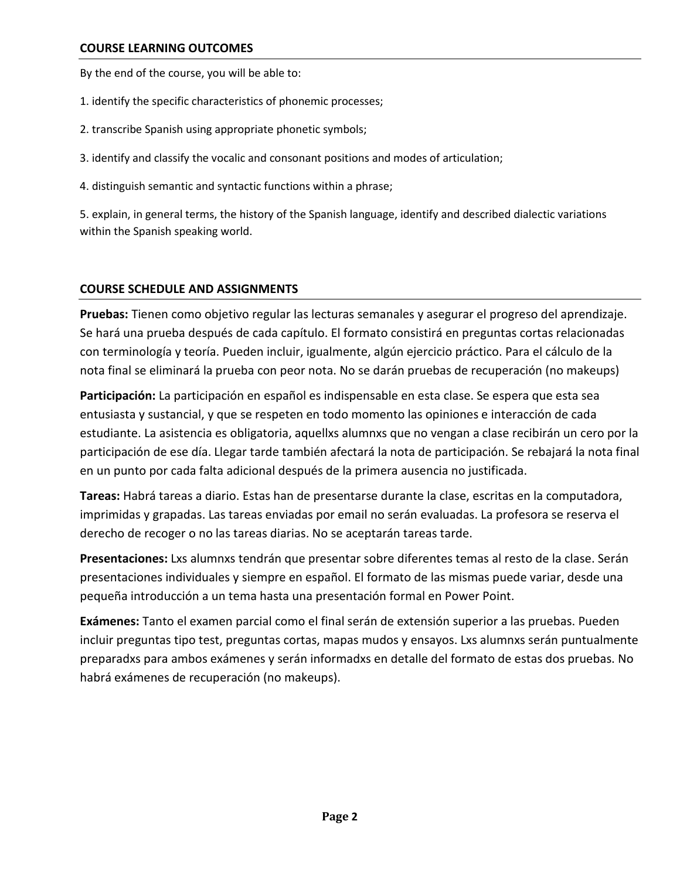## COURSE LEARNING OUTCOMES

By the end of the course, you will be able to:

1. identify the specific characteristics of phonemic processes;
2. transcribe Spanish using appropriate phonetic symbols;
3. identify and classify the vocalic and consonant positions and modes of articulation;
4. distinguish semantic and syntactic functions within a phrase;
5. explain, in general terms, the history of the Spanish language, identify and described dialectic variations within the Spanish speaking world.

## COURSE SCHEDULE AND ASSIGNMENTS

**Pruebas:** Tienen como objetivo regular las lecturas semanales y asegurar el progreso del aprendizaje. Se hará una prueba después de cada capítulo. El formato consistirá en preguntas cortas relacionadas con terminología y teoría. Pueden incluir, igualmente, algún ejercicio práctico. Para el cálculo de la nota final se eliminará la prueba con peor nota. No se darán pruebas de recuperación (no makeups)

**Participación:** La participación en español es indispensable en esta clase. Se espera que esta sea entusiasta y sustancial, y que se respeten en todo momento las opiniones e interacción de cada estudiante. La asistencia es obligatoria, aquellxs alumnxs que no vengan a clase recibirán un cero por la participación de ese día. Llegar tarde también afectará la nota de participación. Se rebajará la nota final en un punto por cada falta adicional después de la primera ausencia no justificada.

**Tareas:** Habrá tareas a diario. Estas han de presentarse durante la clase, escritas en la computadora, imprimidas y grapadas. Las tareas enviadas por email no serán evaluadas. La profesora se reserva el derecho de recoger o no las tareas diarias. No se aceptarán tareas tarde.

**Presentaciones:** Lxs alumnxs tendrán que presentar sobre diferentes temas al resto de la clase. Serán presentaciones individuales y siempre en español. El formato de las mismas puede variar, desde una pequeña introducción a un tema hasta una presentación formal en Power Point.

**Exámenes:** Tanto el examen parcial como el final serán de extensión superior a las pruebas. Pueden incluir preguntas tipo test, preguntas cortas, mapas mudos y ensayos. Lxs alumnxs serán puntualmente preparadxs para ambos exámenes y serán informadxs en detalle del formato de estas dos pruebas. No habrá exámenes de recuperación (no makeups).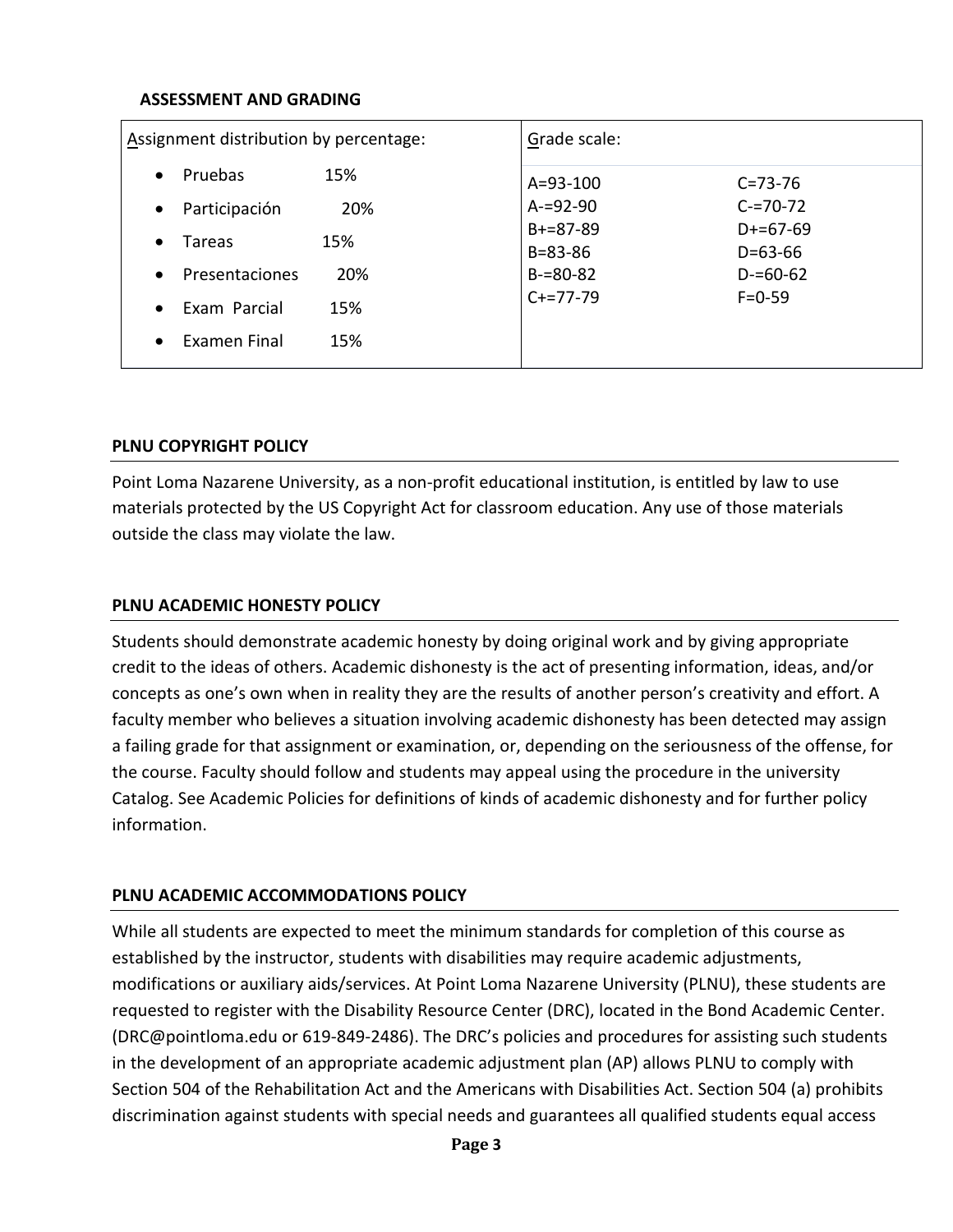**ASSESSMENT AND GRADING**

| Assignment distribution by percentage: | Grade scale: | |
|---|---|---|
| • Pruebas 15% | A=93-100 | C=73-76 |
| • Participación 20% | A-=92-90 | C-=70-72 |
| • Tareas 15% | B+=87-89 | D+=67-69 |
| • Presentaciones 20% | B=83-86 | D=63-66 |
| • Exam Parcial 15% | B-=80-82 | D-=60-62 |
| • Examen Final 15% | C+=77-79 | F=0-59 |

## PLNU COPYRIGHT POLICY

Point Loma Nazarene University, as a non-profit educational institution, is entitled by law to use materials protected by the US Copyright Act for classroom education. Any use of those materials outside the class may violate the law.

## PLNU ACADEMIC HONESTY POLICY

Students should demonstrate academic honesty by doing original work and by giving appropriate credit to the ideas of others. Academic dishonesty is the act of presenting information, ideas, and/or concepts as one's own when in reality they are the results of another person's creativity and effort. A faculty member who believes a situation involving academic dishonesty has been detected may assign a failing grade for that assignment or examination, or, depending on the seriousness of the offense, for the course. Faculty should follow and students may appeal using the procedure in the university Catalog. See Academic Policies for definitions of kinds of academic dishonesty and for further policy information.

## PLNU ACADEMIC ACCOMMODATIONS POLICY

While all students are expected to meet the minimum standards for completion of this course as established by the instructor, students with disabilities may require academic adjustments, modifications or auxiliary aids/services. At Point Loma Nazarene University (PLNU), these students are requested to register with the Disability Resource Center (DRC), located in the Bond Academic Center. (DRC@pointloma.edu or 619-849-2486). The DRC's policies and procedures for assisting such students in the development of an appropriate academic adjustment plan (AP) allows PLNU to comply with Section 504 of the Rehabilitation Act and the Americans with Disabilities Act. Section 504 (a) prohibits discrimination against students with special needs and guarantees all qualified students equal access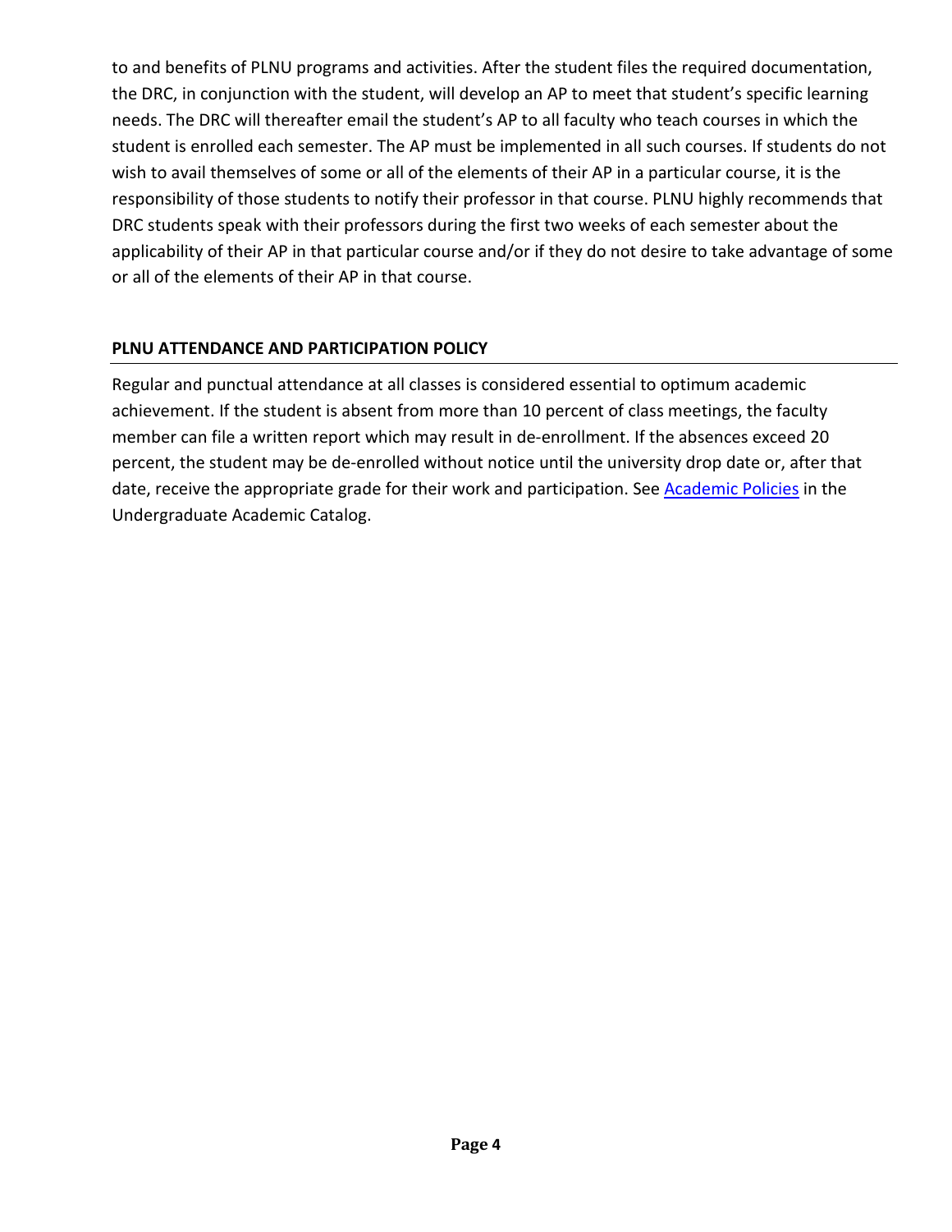to and benefits of PLNU programs and activities. After the student files the required documentation, the DRC, in conjunction with the student, will develop an AP to meet that student's specific learning needs. The DRC will thereafter email the student's AP to all faculty who teach courses in which the student is enrolled each semester. The AP must be implemented in all such courses. If students do not wish to avail themselves of some or all of the elements of their AP in a particular course, it is the responsibility of those students to notify their professor in that course. PLNU highly recommends that DRC students speak with their professors during the first two weeks of each semester about the applicability of their AP in that particular course and/or if they do not desire to take advantage of some or all of the elements of their AP in that course.

## PLNU ATTENDANCE AND PARTICIPATION POLICY

Regular and punctual attendance at all classes is considered essential to optimum academic achievement. If the student is absent from more than 10 percent of class meetings, the faculty member can file a written report which may result in de-enrollment. If the absences exceed 20 percent, the student may be de-enrolled without notice until the university drop date or, after that date, receive the appropriate grade for their work and participation. See Academic Policies in the Undergraduate Academic Catalog.